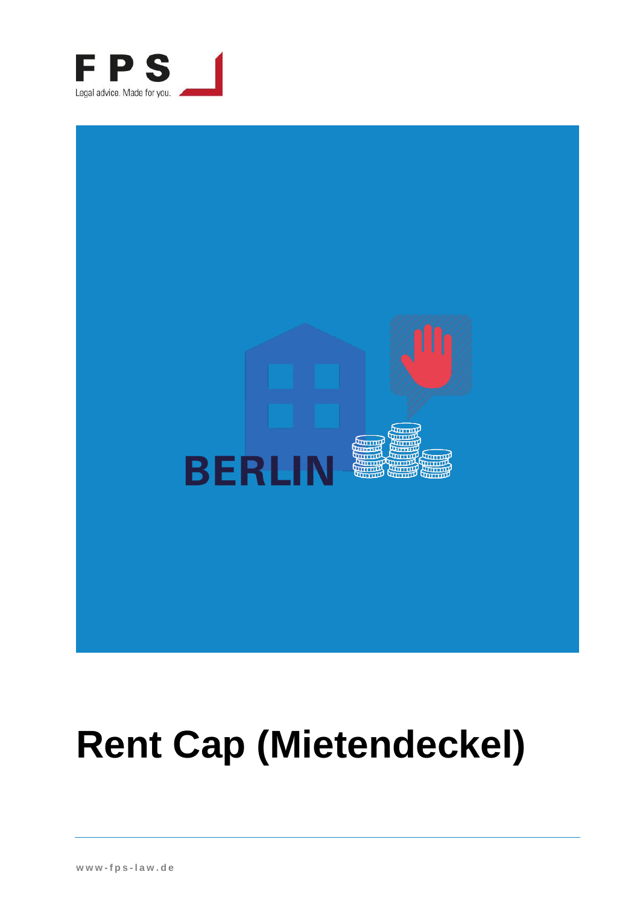FPS

Legal advice. Made for you.

BERLIN

# Rent Cap (Mietendeckel)

www-fps-law.de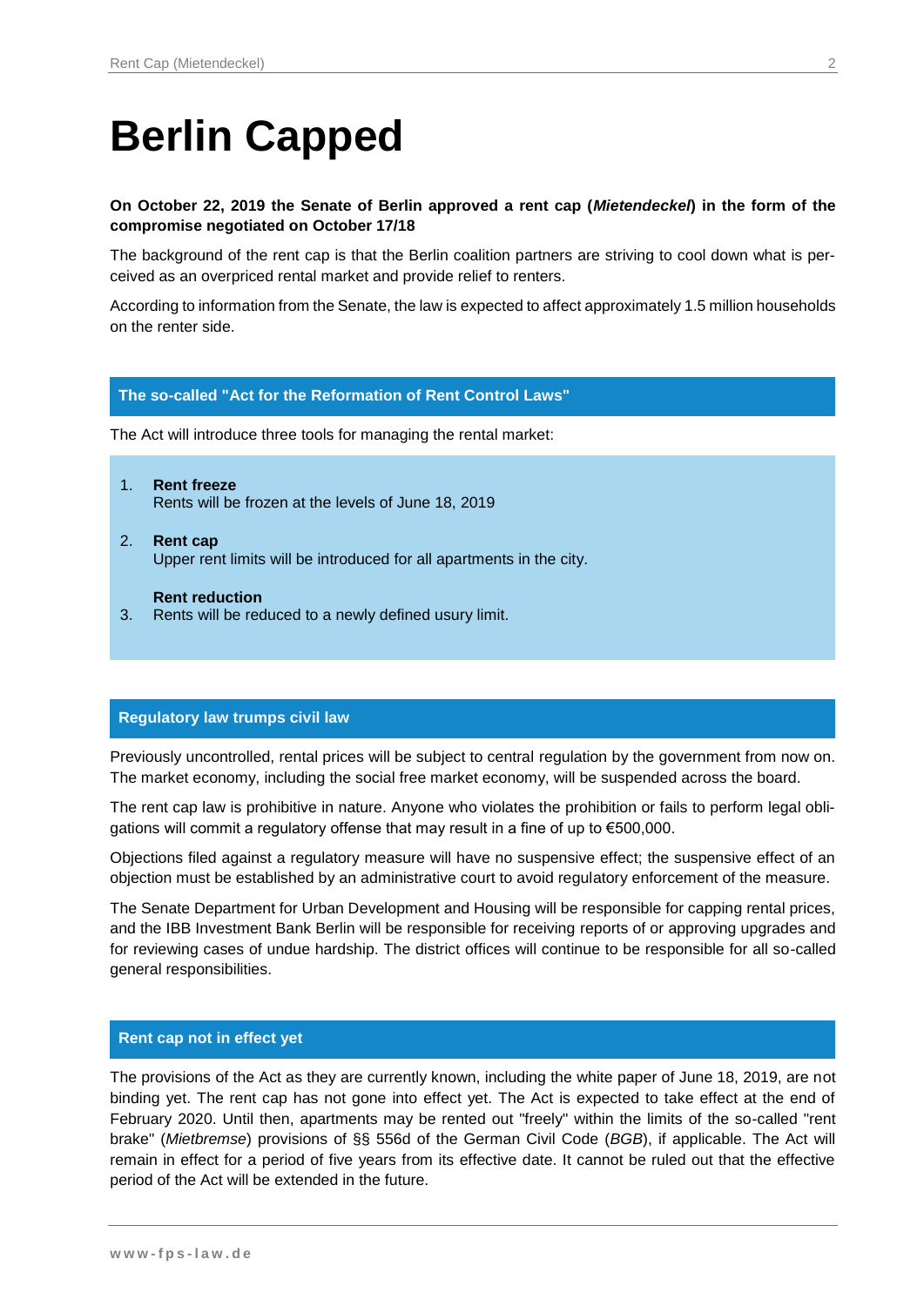# Berlin Capped

**On October 22, 2019 the Senate of Berlin approved a rent cap (*Mietendeckel*) in the form of the compromise negotiated on October 17/18**

The background of the rent cap is that the Berlin coalition partners are striving to cool down what is perceived as an overpriced rental market and provide relief to renters.

According to information from the Senate, the law is expected to affect approximately 1.5 million households on the renter side.

## The so-called "Act for the Reformation of Rent Control Laws"

The Act will introduce three tools for managing the rental market:

1. **Rent freeze**
   Rents will be frozen at the levels of June 18, 2019
2. **Rent cap**
   Upper rent limits will be introduced for all apartments in the city.
3. **Rent reduction**
   Rents will be reduced to a newly defined usury limit.

## Regulatory law trumps civil law

Previously uncontrolled, rental prices will be subject to central regulation by the government from now on. The market economy, including the social free market economy, will be suspended across the board.

The rent cap law is prohibitive in nature. Anyone who violates the prohibition or fails to perform legal obligations will commit a regulatory offense that may result in a fine of up to €500,000.

Objections filed against a regulatory measure will have no suspensive effect; the suspensive effect of an objection must be established by an administrative court to avoid regulatory enforcement of the measure.

The Senate Department for Urban Development and Housing will be responsible for capping rental prices, and the IBB Investment Bank Berlin will be responsible for receiving reports of or approving upgrades and for reviewing cases of undue hardship. The district offices will continue to be responsible for all so-called general responsibilities.

## Rent cap not in effect yet

The provisions of the Act as they are currently known, including the white paper of June 18, 2019, are not binding yet. The rent cap has not gone into effect yet. The Act is expected to take effect at the end of February 2020. Until then, apartments may be rented out "freely" within the limits of the so-called "rent brake" (*Mietbremse*) provisions of §§ 556d of the German Civil Code (*BGB*), if applicable. The Act will remain in effect for a period of five years from its effective date. It cannot be ruled out that the effective period of the Act will be extended in the future.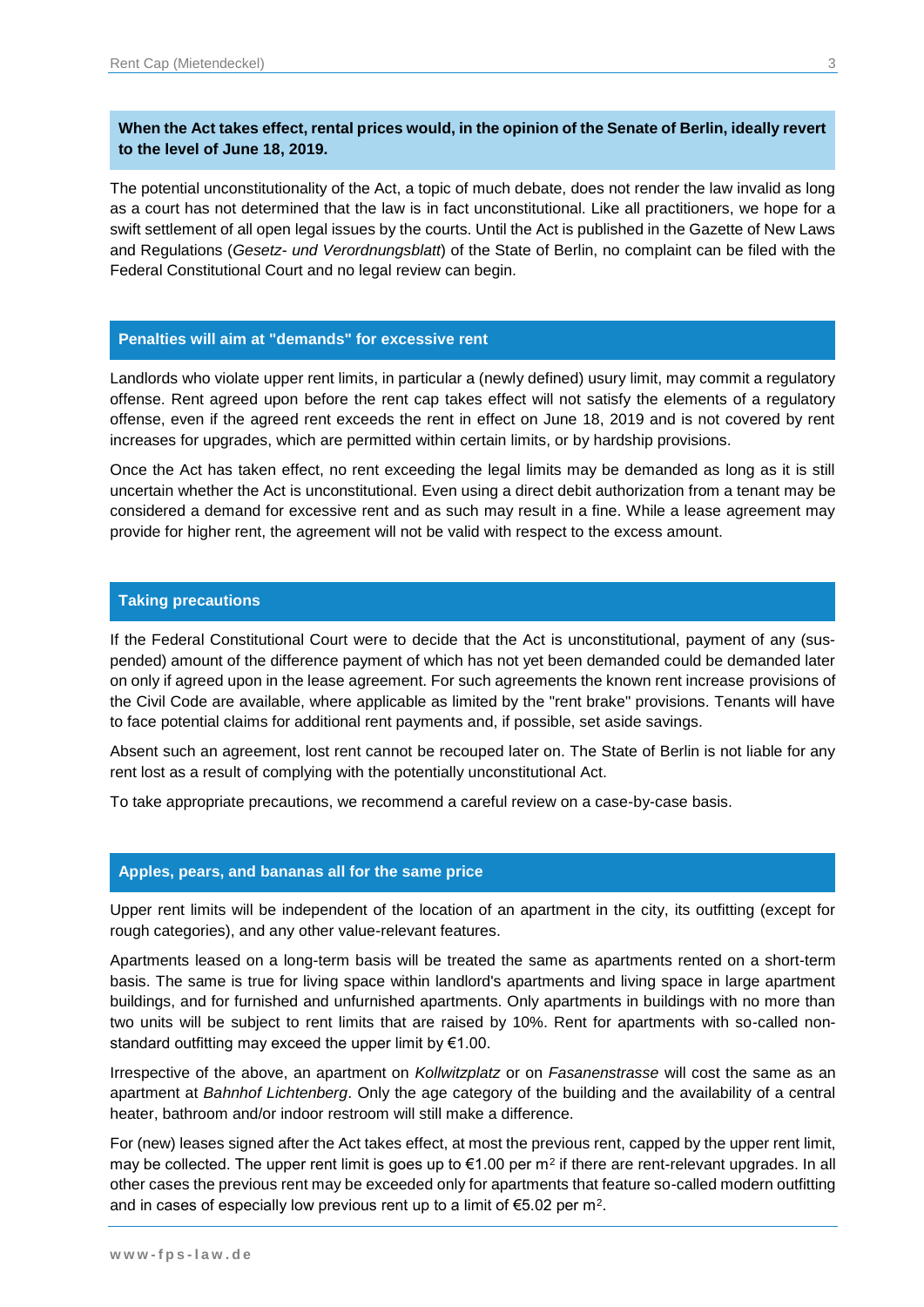**When the Act takes effect, rental prices would, in the opinion of the Senate of Berlin, ideally revert to the level of June 18, 2019.**

The potential unconstitutionality of the Act, a topic of much debate, does not render the law invalid as long as a court has not determined that the law is in fact unconstitutional. Like all practitioners, we hope for a swift settlement of all open legal issues by the courts. Until the Act is published in the Gazette of New Laws and Regulations (*Gesetz- und Verordnungsblatt*) of the State of Berlin, no complaint can be filed with the Federal Constitutional Court and no legal review can begin.

## Penalties will aim at "demands" for excessive rent

Landlords who violate upper rent limits, in particular a (newly defined) usury limit, may commit a regulatory offense. Rent agreed upon before the rent cap takes effect will not satisfy the elements of a regulatory offense, even if the agreed rent exceeds the rent in effect on June 18, 2019 and is not covered by rent increases for upgrades, which are permitted within certain limits, or by hardship provisions.

Once the Act has taken effect, no rent exceeding the legal limits may be demanded as long as it is still uncertain whether the Act is unconstitutional. Even using a direct debit authorization from a tenant may be considered a demand for excessive rent and as such may result in a fine. While a lease agreement may provide for higher rent, the agreement will not be valid with respect to the excess amount.

## Taking precautions

If the Federal Constitutional Court were to decide that the Act is unconstitutional, payment of any (suspended) amount of the difference payment of which has not yet been demanded could be demanded later on only if agreed upon in the lease agreement. For such agreements the known rent increase provisions of the Civil Code are available, where applicable as limited by the "rent brake" provisions. Tenants will have to face potential claims for additional rent payments and, if possible, set aside savings.

Absent such an agreement, lost rent cannot be recouped later on. The State of Berlin is not liable for any rent lost as a result of complying with the potentially unconstitutional Act.

To take appropriate precautions, we recommend a careful review on a case-by-case basis.

## Apples, pears, and bananas all for the same price

Upper rent limits will be independent of the location of an apartment in the city, its outfitting (except for rough categories), and any other value-relevant features.

Apartments leased on a long-term basis will be treated the same as apartments rented on a short-term basis. The same is true for living space within landlord's apartments and living space in large apartment buildings, and for furnished and unfurnished apartments. Only apartments in buildings with no more than two units will be subject to rent limits that are raised by 10%. Rent for apartments with so-called non-standard outfitting may exceed the upper limit by €1.00.

Irrespective of the above, an apartment on *Kollwitzplatz* or on *Fasanenstrasse* will cost the same as an apartment at *Bahnhof Lichtenberg*. Only the age category of the building and the availability of a central heater, bathroom and/or indoor restroom will still make a difference.

For (new) leases signed after the Act takes effect, at most the previous rent, capped by the upper rent limit, may be collected. The upper rent limit is goes up to €1.00 per $m^2$ if there are rent-relevant upgrades. In all other cases the previous rent may be exceeded only for apartments that feature so-called modern outfitting and in cases of especially low previous rent up to a limit of €5.02 per $m^2$.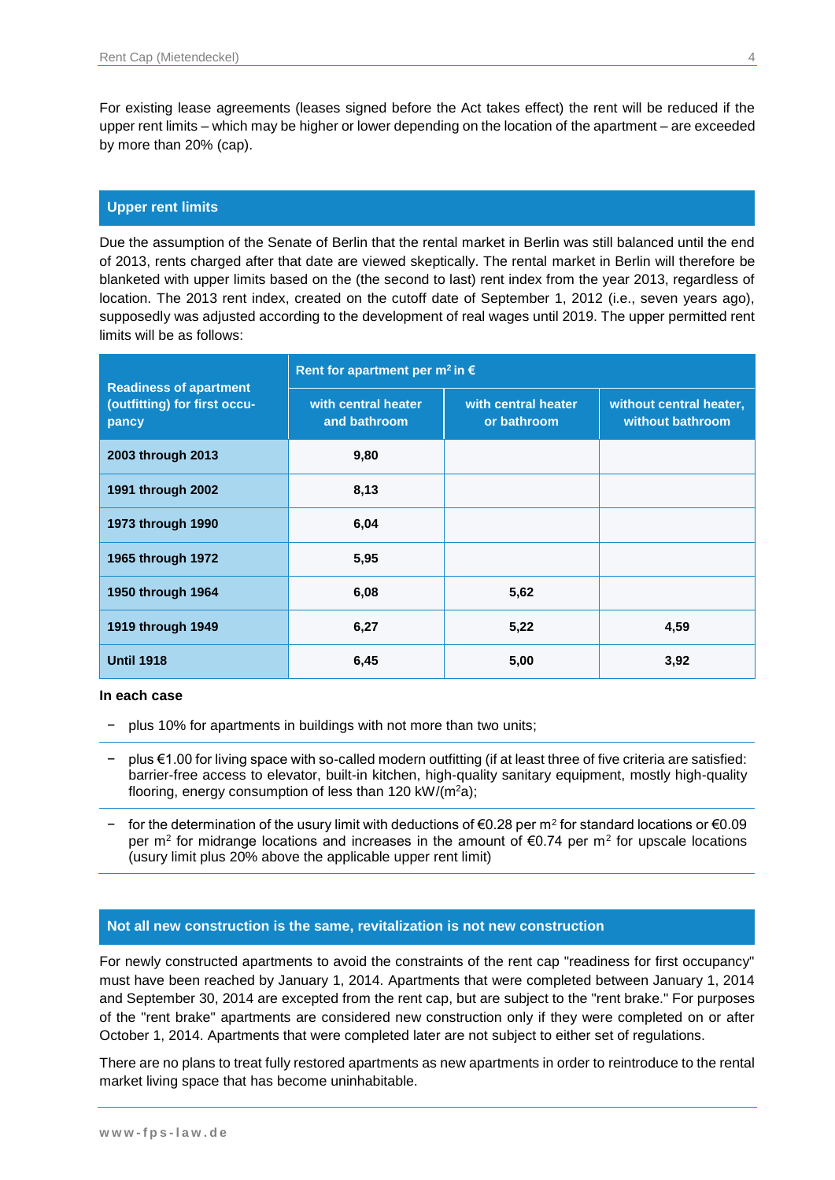For existing lease agreements (leases signed before the Act takes effect) the rent will be reduced if the upper rent limits – which may be higher or lower depending on the location of the apartment – are exceeded by more than 20% (cap).

## Upper rent limits

Due the assumption of the Senate of Berlin that the rental market in Berlin was still balanced until the end of 2013, rents charged after that date are viewed skeptically. The rental market in Berlin will therefore be blanketed with upper limits based on the (the second to last) rent index from the year 2013, regardless of location. The 2013 rent index, created on the cutoff date of September 1, 2012 (i.e., seven years ago), supposedly was adjusted according to the development of real wages until 2019. The upper permitted rent limits will be as follows:

| Readiness of apartment (outfitting) for first occupancy | Rent for apartment per m² in € | | |
|---|---|---|---|
| | with central heater and bathroom | with central heater or bathroom | without central heater, without bathroom |
| 2003 through 2013 | 9,80 | | |
| 1991 through 2002 | 8,13 | | |
| 1973 through 1990 | 6,04 | | |
| 1965 through 1972 | 5,95 | | |
| 1950 through 1964 | 6,08 | 5,62 | |
| 1919 through 1949 | 6,27 | 5,22 | 4,59 |
| Until 1918 | 6,45 | 5,00 | 3,92 |

**In each case**

- plus 10% for apartments in buildings with not more than two units;
- plus €1.00 for living space with so-called modern outfitting (if at least three of five criteria are satisfied: barrier-free access to elevator, built-in kitchen, high-quality sanitary equipment, mostly high-quality flooring, energy consumption of less than 120 kW/(m²a);
- for the determination of the usury limit with deductions of €0.28 per m² for standard locations or €0.09 per m² for midrange locations and increases in the amount of €0.74 per m² for upscale locations (usury limit plus 20% above the applicable upper rent limit)

## Not all new construction is the same, revitalization is not new construction

For newly constructed apartments to avoid the constraints of the rent cap "readiness for first occupancy" must have been reached by January 1, 2014. Apartments that were completed between January 1, 2014 and September 30, 2014 are excepted from the rent cap, but are subject to the "rent brake." For purposes of the "rent brake" apartments are considered new construction only if they were completed on or after October 1, 2014. Apartments that were completed later are not subject to either set of regulations.

There are no plans to treat fully restored apartments as new apartments in order to reintroduce to the rental market living space that has become uninhabitable.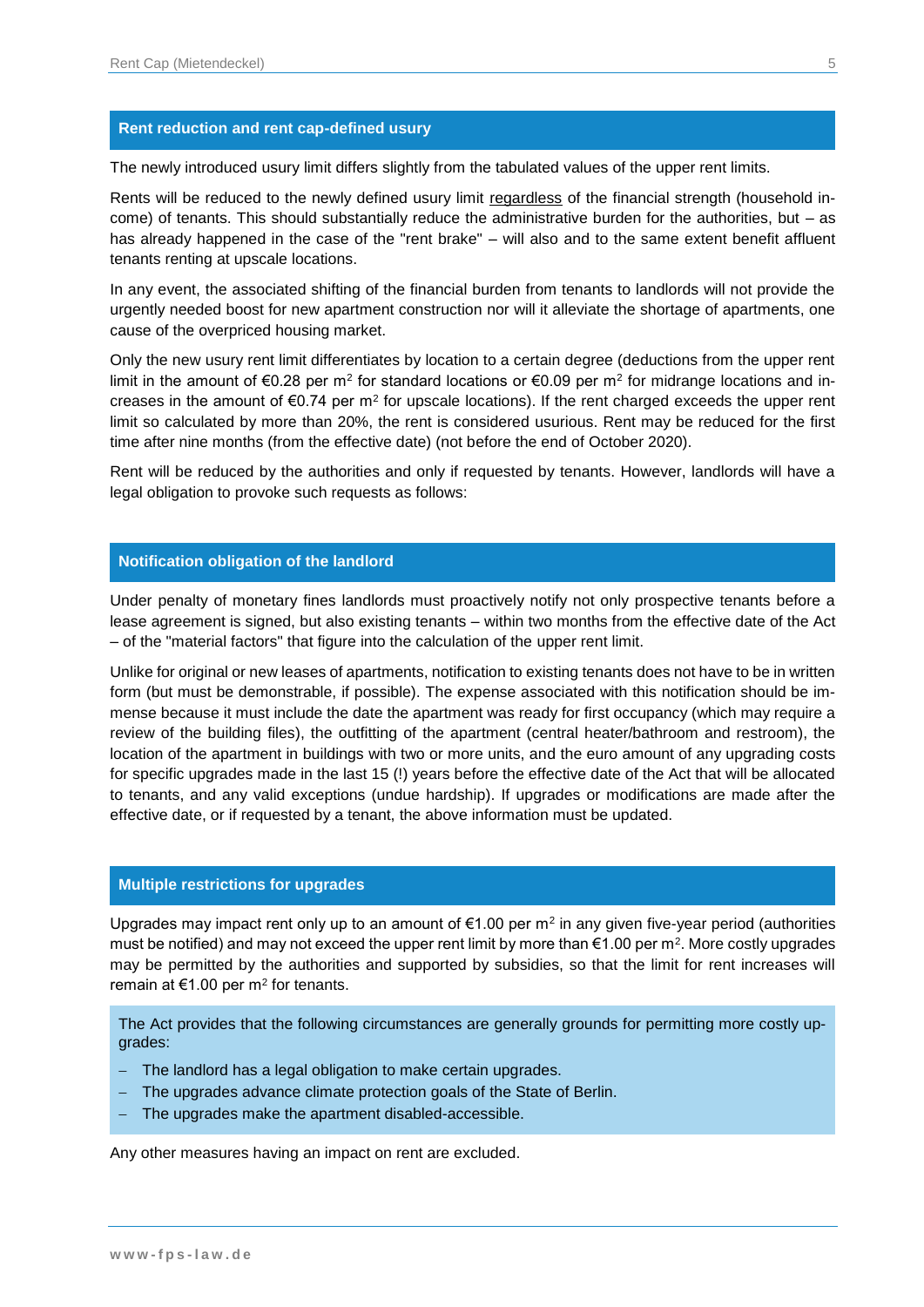## Rent reduction and rent cap-defined usury

The newly introduced usury limit differs slightly from the tabulated values of the upper rent limits.

Rents will be reduced to the newly defined usury limit regardless of the financial strength (household income) of tenants. This should substantially reduce the administrative burden for the authorities, but – as has already happened in the case of the "rent brake" – will also and to the same extent benefit affluent tenants renting at upscale locations.

In any event, the associated shifting of the financial burden from tenants to landlords will not provide the urgently needed boost for new apartment construction nor will it alleviate the shortage of apartments, one cause of the overpriced housing market.

Only the new usury rent limit differentiates by location to a certain degree (deductions from the upper rent limit in the amount of €0.28 per m$^2$ for standard locations or €0.09 per m$^2$ for midrange locations and increases in the amount of €0.74 per m$^2$ for upscale locations). If the rent charged exceeds the upper rent limit so calculated by more than 20%, the rent is considered usurious. Rent may be reduced for the first time after nine months (from the effective date) (not before the end of October 2020).

Rent will be reduced by the authorities and only if requested by tenants. However, landlords will have a legal obligation to provoke such requests as follows:

## Notification obligation of the landlord

Under penalty of monetary fines landlords must proactively notify not only prospective tenants before a lease agreement is signed, but also existing tenants – within two months from the effective date of the Act – of the "material factors" that figure into the calculation of the upper rent limit.

Unlike for original or new leases of apartments, notification to existing tenants does not have to be in written form (but must be demonstrable, if possible). The expense associated with this notification should be immense because it must include the date the apartment was ready for first occupancy (which may require a review of the building files), the outfitting of the apartment (central heater/bathroom and restroom), the location of the apartment in buildings with two or more units, and the euro amount of any upgrading costs for specific upgrades made in the last 15 (!) years before the effective date of the Act that will be allocated to tenants, and any valid exceptions (undue hardship). If upgrades or modifications are made after the effective date, or if requested by a tenant, the above information must be updated.

## Multiple restrictions for upgrades

Upgrades may impact rent only up to an amount of €1.00 per m$^2$ in any given five-year period (authorities must be notified) and may not exceed the upper rent limit by more than €1.00 per m$^2$. More costly upgrades may be permitted by the authorities and supported by subsidies, so that the limit for rent increases will remain at €1.00 per m$^2$ for tenants.

The Act provides that the following circumstances are generally grounds for permitting more costly upgrades:

- The landlord has a legal obligation to make certain upgrades.
- The upgrades advance climate protection goals of the State of Berlin.
- The upgrades make the apartment disabled-accessible.

Any other measures having an impact on rent are excluded.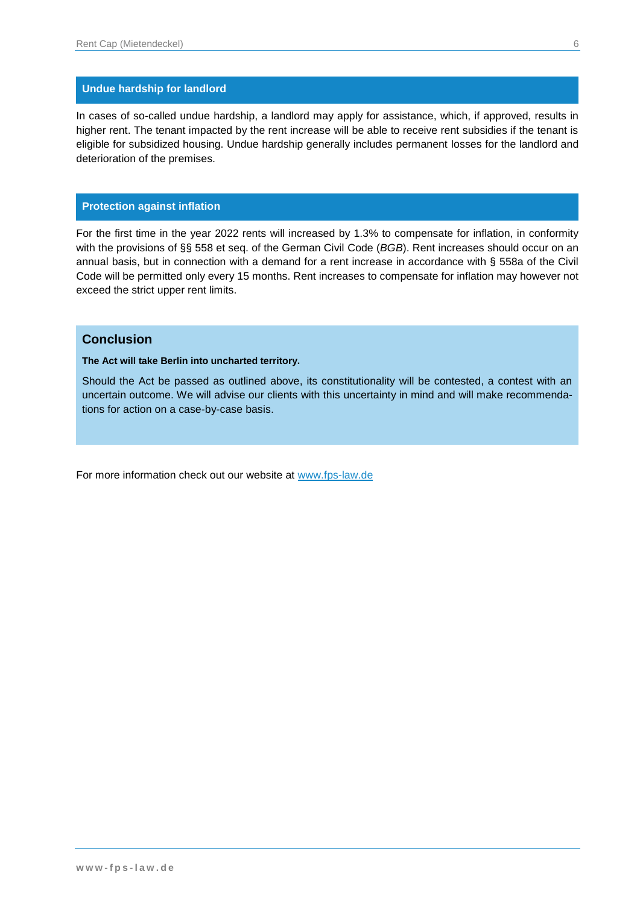## Undue hardship for landlord

In cases of so-called undue hardship, a landlord may apply for assistance, which, if approved, results in higher rent. The tenant impacted by the rent increase will be able to receive rent subsidies if the tenant is eligible for subsidized housing. Undue hardship generally includes permanent losses for the landlord and deterioration of the premises.

## Protection against inflation

For the first time in the year 2022 rents will increased by 1.3% to compensate for inflation, in conformity with the provisions of §§ 558 et seq. of the German Civil Code (*BGB*). Rent increases should occur on an annual basis, but in connection with a demand for a rent increase in accordance with § 558a of the Civil Code will be permitted only every 15 months. Rent increases to compensate for inflation may however not exceed the strict upper rent limits.

## Conclusion

**The Act will take Berlin into uncharted territory.**

Should the Act be passed as outlined above, its constitutionality will be contested, a contest with an uncertain outcome. We will advise our clients with this uncertainty in mind and will make recommendations for action on a case-by-case basis.

For more information check out our website at [www.fps-law.de](http://www.fps-law.de)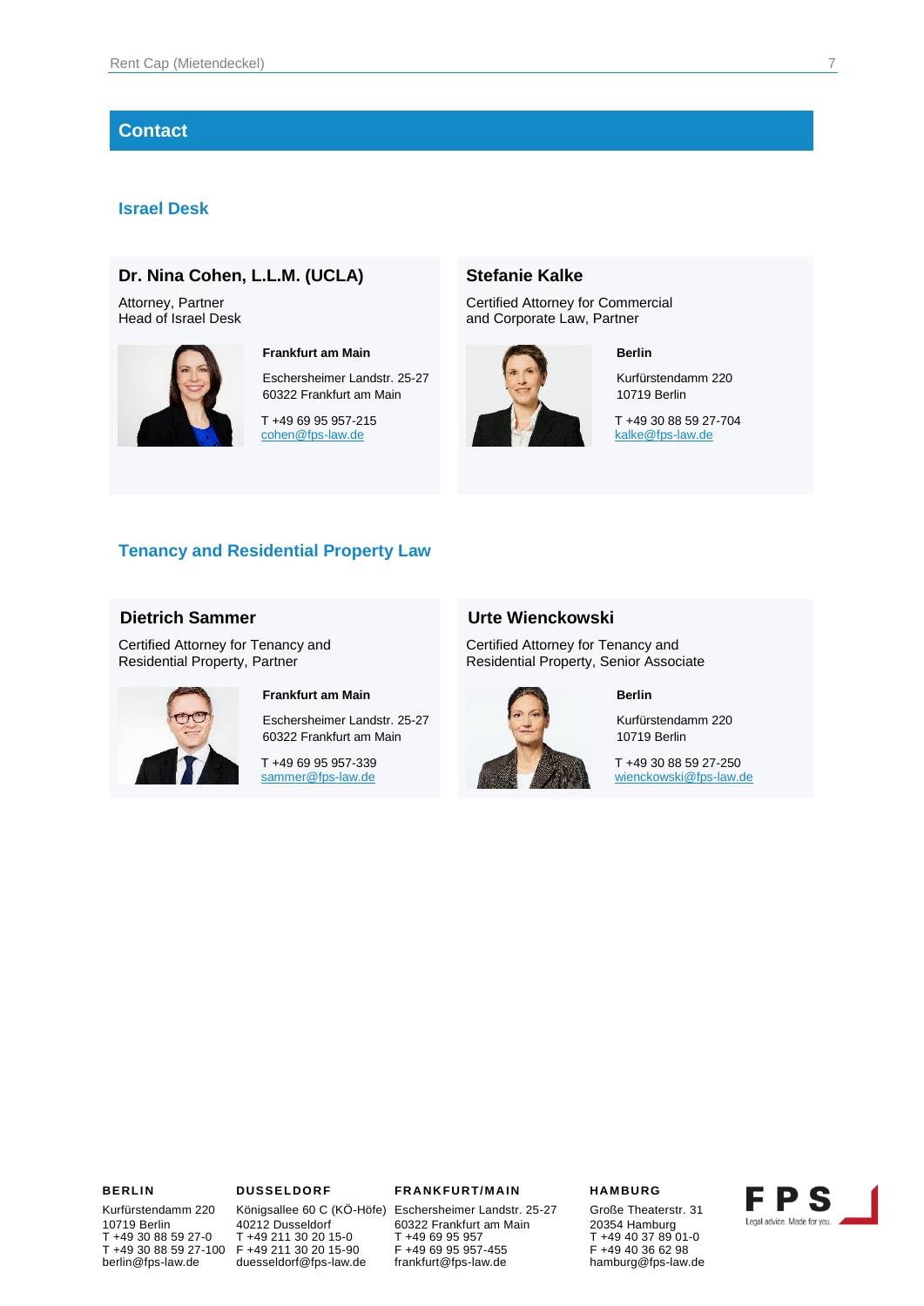## Contact

### Israel Desk

**Dr. Nina Cohen, L.L.M. (UCLA)**

Attorney, Partner
Head of Israel Desk

**Frankfurt am Main**

Eschersheimer Landstr. 25-27
60322 Frankfurt am Main

T +49 69 95 957-215
cohen@fps-law.de

**Stefanie Kalke**

Certified Attorney for Commercial and Corporate Law, Partner

**Berlin**

Kurfürstendamm 220
10719 Berlin

T +49 30 88 59 27-704
kalke@fps-law.de

### Tenancy and Residential Property Law

**Dietrich Sammer**

Certified Attorney for Tenancy and Residential Property, Partner

**Frankfurt am Main**

Eschersheimer Landstr. 25-27
60322 Frankfurt am Main

T +49 69 95 957-339
sammer@fps-law.de

**Urte Wienckowski**

Certified Attorney for Tenancy and Residential Property, Senior Associate

**Berlin**

Kurfürstendamm 220
10719 Berlin

T +49 30 88 59 27-250
wienckowski@fps-law.de

**BERLIN**
Kurfürstendamm 220
10719 Berlin
T +49 30 88 59 27-0
T +49 30 88 59 27-100
berlin@fps-law.de

**DUSSELDORF**
Königsallee 60 C (KÖ-Höfe)
40212 Dusseldorf
T +49 211 30 20 15-0
F +49 211 30 20 15-90
duesseldorf@fps-law.de

**FRANKFURT/MAIN**
Eschersheimer Landstr. 25-27
60322 Frankfurt am Main
T +49 69 95 957
F +49 69 95 957-455
frankfurt@fps-law.de

**HAMBURG**
Große Theaterstr. 31
20354 Hamburg
T +49 40 37 89 01-0
F +49 40 36 62 98
hamburg@fps-law.de

FPS
Legal advice. Made for you.